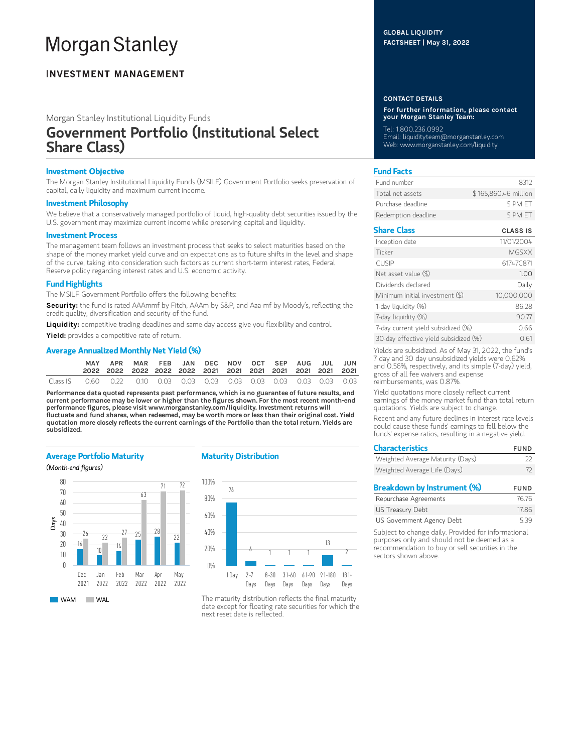# Morgan Stanley

## INVESTMENT MANAGEMENT

Morgan Stanley Institutional Liquidity Funds

# Government Portfolio (Institutional Select Share Class)

**GLOBAL LIQUIDITY FACTSHEET | May 31, 2022**

### CONTACT DETAILS

**For further information, please contact your Morgan Stanley Team:**

Tel: 1.800.236.0992
Email: liquidityteam@morganstanley.com
Web: www.morganstanley.com/liquidity

### Investment Objective

The Morgan Stanley Institutional Liquidity Funds (MSILF) Government Portfolio seeks preservation of capital, daily liquidity and maximum current income.

### Investment Philosophy

We believe that a conservatively managed portfolio of liquid, high-quality debt securities issued by the U.S. government may maximize current income while preserving capital and liquidity.

### Investment Process

The management team follows an investment process that seeks to select maturities based on the shape of the money market yield curve and on expectations as to future shifts in the level and shape of the curve, taking into consideration such factors as current short-term interest rates, Federal Reserve policy regarding interest rates and U.S. economic activity.

### Fund Highlights

The MSILF Government Portfolio offers the following benefits:

**Security:** the fund is rated AAAmmf by Fitch, AAAm by S&P, and Aaa-mf by Moody's, reflecting the credit quality, diversification and security of the fund.

**Liquidity:** competitive trading deadlines and same-day access give you flexibility and control.

**Yield:** provides a competitive rate of return.

### Average Annualized Monthly Net Yield (%)

| | MAY 2022 | APR 2022 | MAR 2022 | FEB 2022 | JAN 2022 | DEC 2021 | NOV 2021 | OCT 2021 | SEP 2021 | AUG 2021 | JUL 2021 | JUN 2021 |
|---|---|---|---|---|---|---|---|---|---|---|---|---|
| Class IS | 0.60 | 0.22 | 0.10 | 0.03 | 0.03 | 0.03 | 0.03 | 0.03 | 0.03 | 0.03 | 0.03 | 0.03 |

**Performance data quoted represents past performance, which is no guarantee of future results, and current performance may be lower or higher than the figures shown. For the most recent month-end performance figures, please visit www.morganstanley.com/liquidity. Investment returns will fluctuate and fund shares, when redeemed, may be worth more or less than their original cost. Yield quotation more closely reflects the current earnings of the Portfolio than the total return. Yields are subsidized.**

### Average Portfolio Maturity

*(Month-end figures)*

| Days | Dec 2021 | Jan 2022 | Feb 2022 | Mar 2022 | Apr 2022 | May 2022 |
|---|---|---|---|---|---|---|
| WAM | 16 | 10 | 14 | 25 | 28 | 22 |
| WAL | 26 | 22 | 27 | 63 | 71 | 72 |

### Maturity Distribution

| 1 Day | 2-7 Days | 8-30 Days | 31-60 Days | 61-90 Days | 91-180 Days | 181+ Days |
|---|---|---|---|---|---|---|
| 76 | 6 | 1 | 1 | 1 | 13 | 2 |

The maturity distribution reflects the final maturity date except for floating rate securities for which the next reset date is reflected.

### Fund Facts

| | |
|---|---|
| Fund number | 8312 |
| Total net assets | $ 165,860.46 million |
| Purchase deadline | 5 PM ET |
| Redemption deadline | 5 PM ET |

### Share Class

| | CLASS IS |
|---|---|
| Inception date | 11/01/2004 |
| Ticker | MGSXX |
| CUSIP | 61747C871 |
| Net asset value ($) | 1.00 |
| Dividends declared | Daily |
| Minimum initial investment ($) | 10,000,000 |
| 1-day liquidity (%) | 86.28 |
| 7-day liquidity (%) | 90.77 |
| 7-day current yield subsidized (%) | 0.66 |
| 30-day effective yield subsidized (%) | 0.61 |

Yields are subsidized. As of May 31, 2022, the fund's 7 day and 30 day unsubsidized yields were 0.62% and 0.56%, respectively, and its simple (7-day) yield, gross of all fee waivers and expense reimbursements, was 0.87%.

Yield quotations more closely reflect current earnings of the money market fund than total return quotations. Yields are subject to change.

Recent and any future declines in interest rate levels could cause these funds' earnings to fall below the funds' expense ratios, resulting in a negative yield.

### Characteristics

| | FUND |
|---|---|
| Weighted Average Maturity (Days) | 22 |
| Weighted Average Life (Days) | 72 |

### Breakdown by Instrument (%)

| | FUND |
|---|---|
| Repurchase Agreements | 76.76 |
| US Treasury Debt | 17.86 |
| US Government Agency Debt | 5.39 |

Subject to change daily. Provided for informational purposes only and should not be deemed as a recommendation to buy or sell securities in the sectors shown above.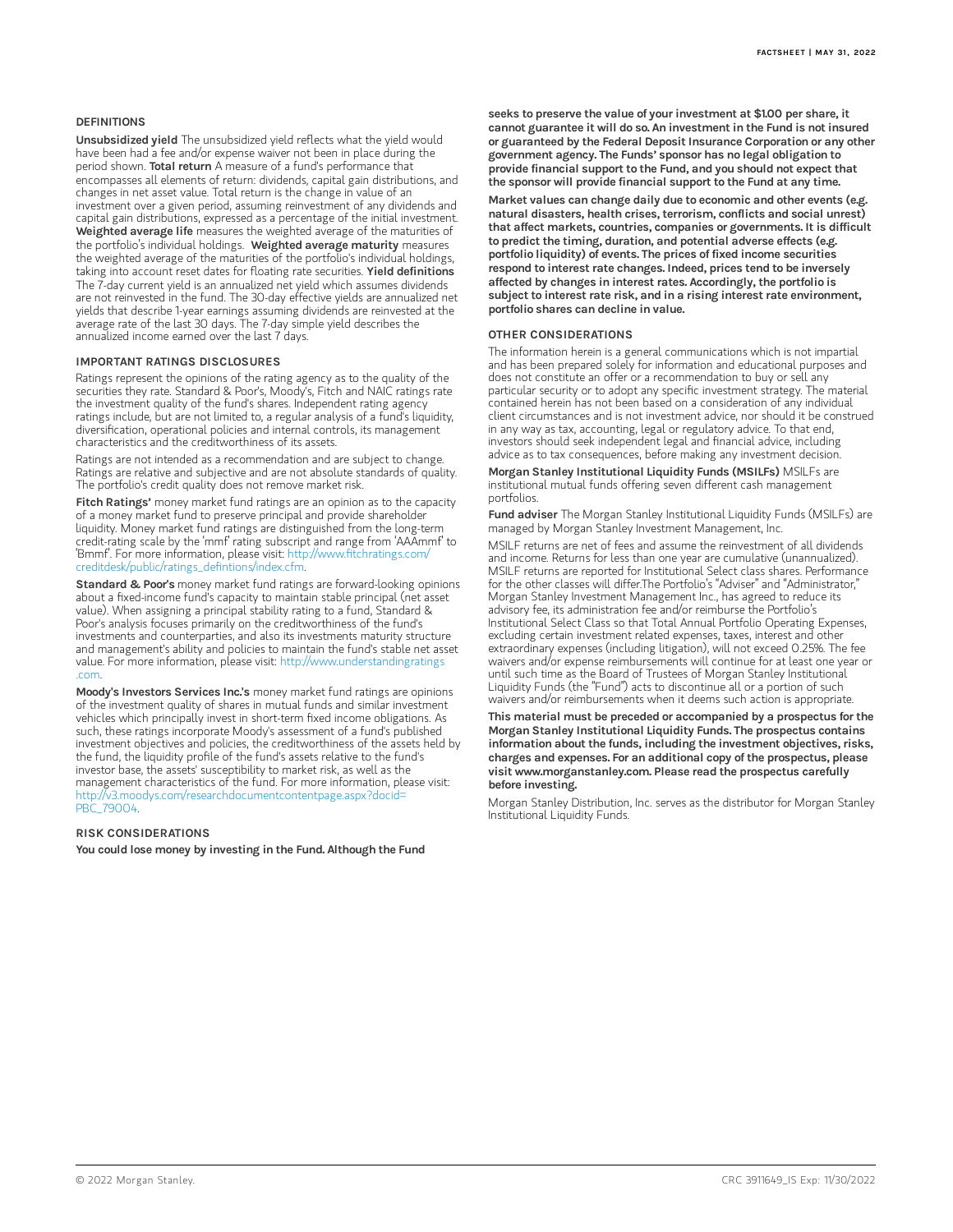## DEFINITIONS

**Unsubsidized yield** The unsubsidized yield reflects what the yield would have been had a fee and/or expense waiver not been in place during the period shown. **Total return** A measure of a fund's performance that encompasses all elements of return: dividends, capital gain distributions, and changes in net asset value. Total return is the change in value of an investment over a given period, assuming reinvestment of any dividends and capital gain distributions, expressed as a percentage of the initial investment. **Weighted average life** measures the weighted average of the maturities of the portfolio's individual holdings. **Weighted average maturity** measures the weighted average of the maturities of the portfolio's individual holdings, taking into account reset dates for floating rate securities. **Yield definitions** The 7-day current yield is an annualized net yield which assumes dividends are not reinvested in the fund. The 30-day effective yields are annualized net yields that describe 1-year earnings assuming dividends are reinvested at the average rate of the last 30 days. The 7-day simple yield describes the annualized income earned over the last 7 days.

## IMPORTANT RATINGS DISCLOSURES

Ratings represent the opinions of the rating agency as to the quality of the securities they rate. Standard & Poor's, Moody's, Fitch and NAIC ratings rate the investment quality of the fund's shares. Independent rating agency ratings include, but are not limited to, a regular analysis of a fund's liquidity, diversification, operational policies and internal controls, its management characteristics and the creditworthiness of its assets.

Ratings are not intended as a recommendation and are subject to change. Ratings are relative and subjective and are not absolute standards of quality. The portfolio's credit quality does not remove market risk.

**Fitch Ratings'** money market fund ratings are an opinion as to the capacity of a money market fund to preserve principal and provide shareholder liquidity. Money market fund ratings are distinguished from the long-term credit-rating scale by the 'mmf' rating subscript and range from 'AAAmmf' to 'Bmmf'. For more information, please visit: http://www.fitchratings.com/creditdesk/public/ratings_defintions/index.cfm.

**Standard & Poor's** money market fund ratings are forward-looking opinions about a fixed-income fund's capacity to maintain stable principal (net asset value). When assigning a principal stability rating to a fund, Standard & Poor's analysis focuses primarily on the creditworthiness of the fund's investments and counterparties, and also its investments maturity structure and management's ability and policies to maintain the fund's stable net asset value. For more information, please visit: http://www.understandingratings.com.

**Moody's Investors Services Inc.'s** money market fund ratings are opinions of the investment quality of shares in mutual funds and similar investment vehicles which principally invest in short-term fixed income obligations. As such, these ratings incorporate Moody's assessment of a fund's published investment objectives and policies, the creditworthiness of the assets held by the fund, the liquidity profile of the fund's assets relative to the fund's investor base, the assets' susceptibility to market risk, as well as the management characteristics of the fund. For more information, please visit: http://v3.moodys.com/researchdocumentcontentpage.aspx?docid=PBC_79004.

## RISK CONSIDERATIONS

**You could lose money by investing in the Fund. Although the Fund seeks to preserve the value of your investment at $1.00 per share, it cannot guarantee it will do so. An investment in the Fund is not insured or guaranteed by the Federal Deposit Insurance Corporation or any other government agency. The Funds' sponsor has no legal obligation to provide financial support to the Fund, and you should not expect that the sponsor will provide financial support to the Fund at any time.**

**Market values can change daily due to economic and other events (e.g. natural disasters, health crises, terrorism, conflicts and social unrest) that affect markets, countries, companies or governments. It is difficult to predict the timing, duration, and potential adverse effects (e.g. portfolio liquidity) of events. The prices of fixed income securities respond to interest rate changes. Indeed, prices tend to be inversely affected by changes in interest rates. Accordingly, the portfolio is subject to interest rate risk, and in a rising interest rate environment, portfolio shares can decline in value.**

## OTHER CONSIDERATIONS

The information herein is a general communications which is not impartial and has been prepared solely for information and educational purposes and does not constitute an offer or a recommendation to buy or sell any particular security or to adopt any specific investment strategy. The material contained herein has not been based on a consideration of any individual client circumstances and is not investment advice, nor should it be construed in any way as tax, accounting, legal or regulatory advice. To that end, investors should seek independent legal and financial advice, including advice as to tax consequences, before making any investment decision.

**Morgan Stanley Institutional Liquidity Funds (MSILFs)** MSILFs are institutional mutual funds offering seven different cash management portfolios.

**Fund adviser** The Morgan Stanley Institutional Liquidity Funds (MSILFs) are managed by Morgan Stanley Investment Management, Inc.

MSILF returns are net of fees and assume the reinvestment of all dividends and income. Returns for less than one year are cumulative (unannualized). MSILF returns are reported for Institutional Select class shares. Performance for the other classes will differ.The Portfolio's "Adviser" and "Administrator," Morgan Stanley Investment Management Inc., has agreed to reduce its advisory fee, its administration fee and/or reimburse the Portfolio's Institutional Select Class so that Total Annual Portfolio Operating Expenses, excluding certain investment related expenses, taxes, interest and other extraordinary expenses (including litigation), will not exceed 0.25%. The fee waivers and/or expense reimbursements will continue for at least one year or until such time as the Board of Trustees of Morgan Stanley Institutional Liquidity Funds (the "Fund") acts to discontinue all or a portion of such waivers and/or reimbursements when it deems such action is appropriate.

**This material must be preceded or accompanied by a prospectus for the Morgan Stanley Institutional Liquidity Funds. The prospectus contains information about the funds, including the investment objectives, risks, charges and expenses. For an additional copy of the prospectus, please visit www.morganstanley.com. Please read the prospectus carefully before investing.**

Morgan Stanley Distribution, Inc. serves as the distributor for Morgan Stanley Institutional Liquidity Funds.

© 2022 Morgan Stanley. CRC 3911649_IS Exp: 11/30/2022